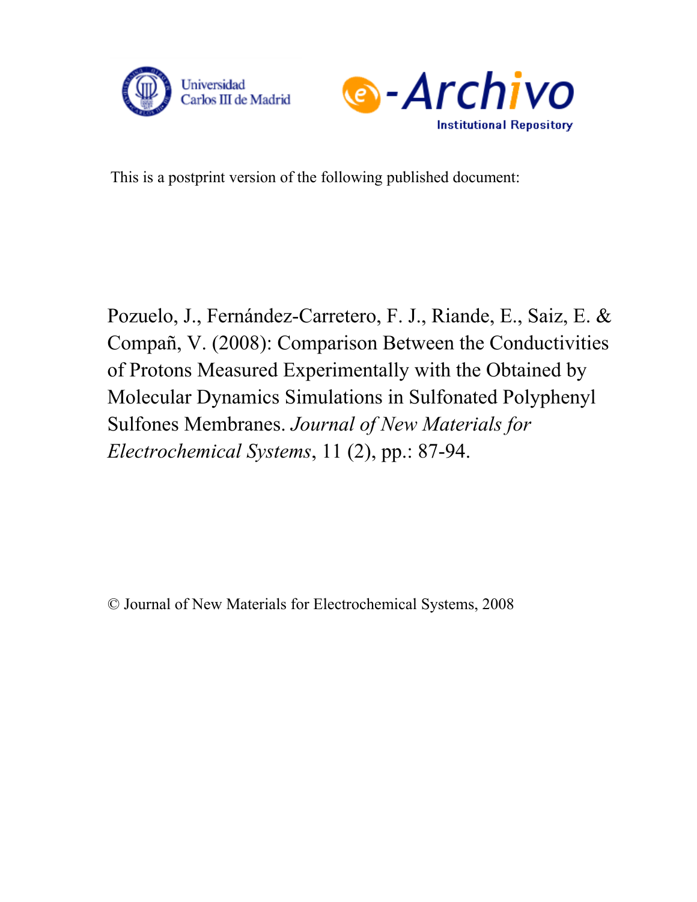Universidad Carlos III de Madrid

e-Archivo Institutional Repository

This is a postprint version of the following published document:

Pozuelo, J., Fernández-Carretero, F. J., Riande, E., Saiz, E. & Compañ, V. (2008): Comparison Between the Conductivities of Protons Measured Experimentally with the Obtained by Molecular Dynamics Simulations in Sulfonated Polyphenyl Sulfones Membranes. *Journal of New Materials for Electrochemical Systems*, 11 (2), pp.: 87-94.

© Journal of New Materials for Electrochemical Systems, 2008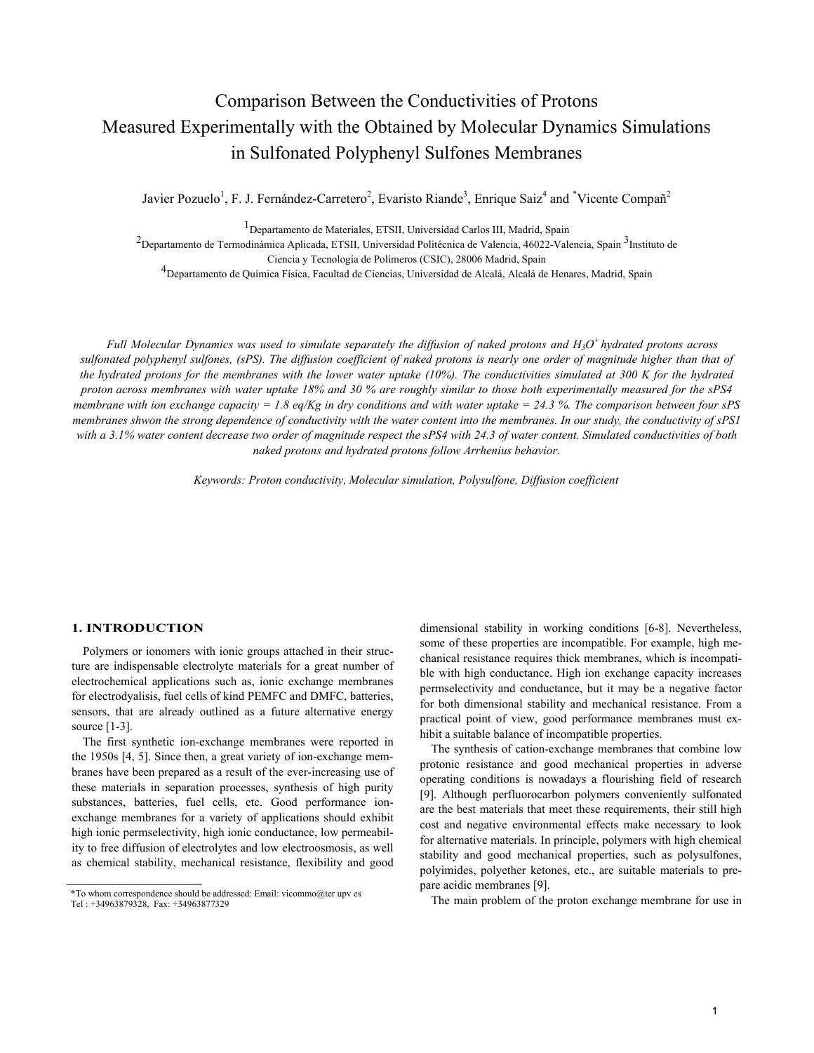# Comparison Between the Conductivities of Protons Measured Experimentally with the Obtained by Molecular Dynamics Simulations in Sulfonated Polyphenyl Sulfones Membranes

Javier Pozuelo[1], F. J. Fernández-Carretero[2], Evaristo Riande[3], Enrique Saiz[4] and *Vicente Compañ[2]

[1]Departamento de Materiales, ETSII, Universidad Carlos III, Madrid, Spain
[2]Departamento de Termodinámica Aplicada, ETSII, Universidad Politécnica de Valencia, 46022-Valencia, Spain [3]Instituto de Ciencia y Tecnología de Polímeros (CSIC), 28006 Madrid, Spain
[4]Departamento de Química Física, Facultad de Ciencias, Universidad de Alcalá, Alcalá de Henares, Madrid, Spain

*Full Molecular Dynamics was used to simulate separately the diffusion of naked protons and $H_3O^+$ hydrated protons across sulfonated polyphenyl sulfones, (sPS). The diffusion coefficient of naked protons is nearly one order of magnitude higher than that of the hydrated protons for the membranes with the lower water uptake (10%). The conductivities simulated at 300 K for the hydrated proton across membranes with water uptake 18% and 30 % are roughly similar to those both experimentally measured for the sPS4 membrane with ion exchange capacity = 1.8 eq/Kg in dry conditions and with water uptake = 24.3 %. The comparison between four sPS membranes shwon the strong dependence of conductivity with the water content into the membranes. In our study, the conductivity of sPS1 with a 3.1% water content decrease two order of magnitude respect the sPS4 with 24.3 of water content. Simulated conductivities of both naked protons and hydrated protons follow Arrhenius behavior.*

*Keywords: Proton conductivity, Molecular simulation, Polysulfone, Diffusion coefficient*

## 1. INTRODUCTION

Polymers or ionomers with ionic groups attached in their structure are indispensable electrolyte materials for a great number of electrochemical applications such as, ionic exchange membranes for electrodyalisis, fuel cells of kind PEMFC and DMFC, batteries, sensors, that are already outlined as a future alternative energy source [1-3].

The first synthetic ion-exchange membranes were reported in the 1950s [4, 5]. Since then, a great variety of ion-exchange membranes have been prepared as a result of the ever-increasing use of these materials in separation processes, synthesis of high purity substances, batteries, fuel cells, etc. Good performance ion-exchange membranes for a variety of applications should exhibit high ionic permselectivity, high ionic conductance, low permeability to free diffusion of electrolytes and low electroosmosis, as well as chemical stability, mechanical resistance, flexibility and good dimensional stability in working conditions [6-8]. Nevertheless, some of these properties are incompatible. For example, high mechanical resistance requires thick membranes, which is incompatible with high conductance. High ion exchange capacity increases permselectivity and conductance, but it may be a negative factor for both dimensional stability and mechanical resistance. From a practical point of view, good performance membranes must exhibit a suitable balance of incompatible properties.

The synthesis of cation-exchange membranes that combine low protonic resistance and good mechanical properties in adverse operating conditions is nowadays a flourishing field of research [9]. Although perfluorocarbon polymers conveniently sulfonated are the best materials that meet these requirements, their still high cost and negative environmental effects make necessary to look for alternative materials. In principle, polymers with high chemical stability and good mechanical properties, such as polysulfones, polyimides, polyether ketones, etc., are suitable materials to prepare acidic membranes [9].

The main problem of the proton exchange membrane for use in

*To whom correspondence should be addressed: Email: vicommo@ter upv es
Tel : +34963879328, Fax: +34963877329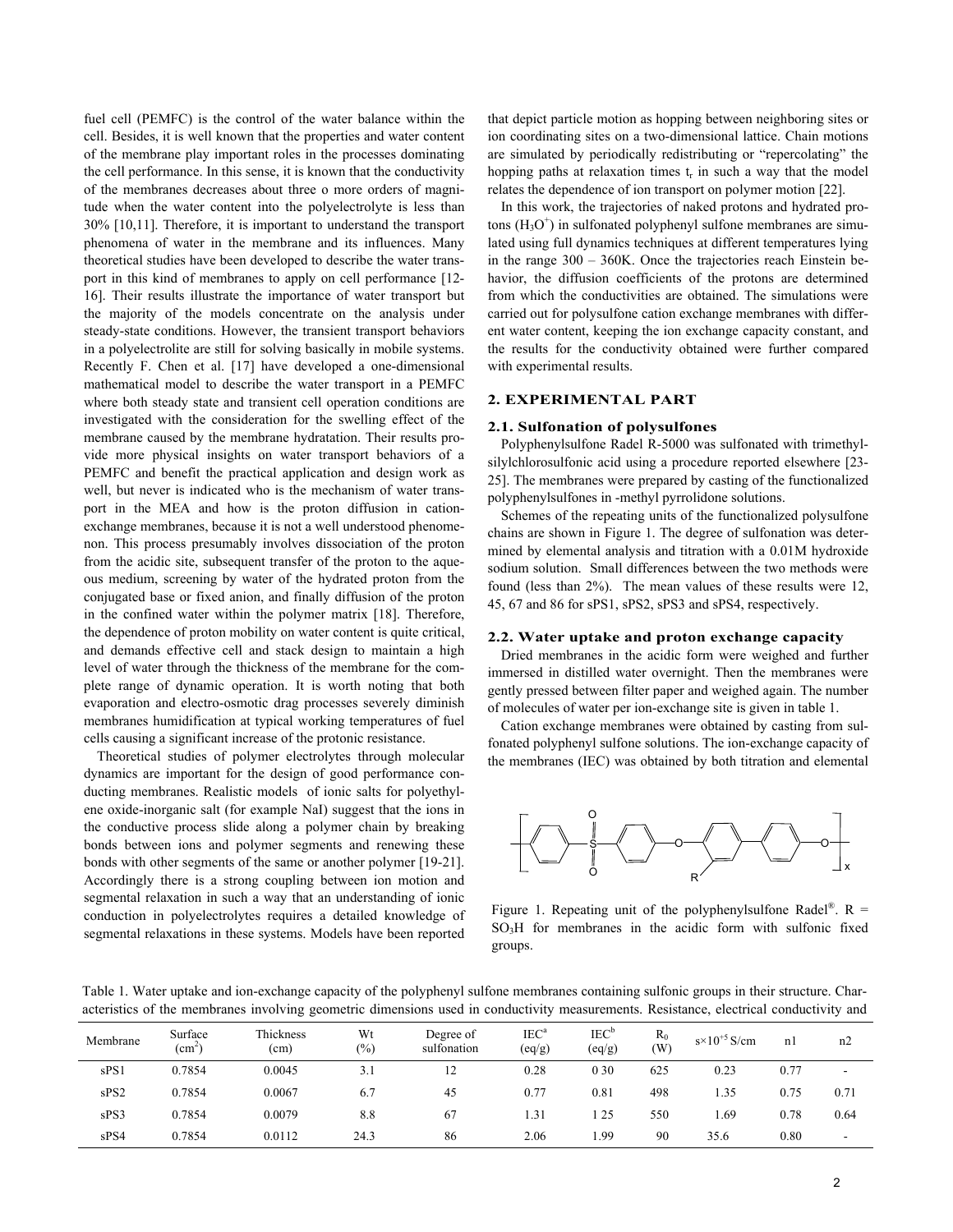fuel cell (PEMFC) is the control of the water balance within the cell. Besides, it is well known that the properties and water content of the membrane play important roles in the processes dominating the cell performance. In this sense, it is known that the conductivity of the membranes decreases about three o more orders of magnitude when the water content into the polyelectrolyte is less than 30% [10,11]. Therefore, it is important to understand the transport phenomena of water in the membrane and its influences. Many theoretical studies have been developed to describe the water transport in this kind of membranes to apply on cell performance [12-16]. Their results illustrate the importance of water transport but the majority of the models concentrate on the analysis under steady-state conditions. However, the transient transport behaviors in a polyelectrolite are still for solving basically in mobile systems. Recently F. Chen et al. [17] have developed a one-dimensional mathematical model to describe the water transport in a PEMFC where both steady state and transient cell operation conditions are investigated with the consideration for the swelling effect of the membrane caused by the membrane hydratation. Their results provide more physical insights on water transport behaviors of a PEMFC and benefit the practical application and design work as well, but never is indicated who is the mechanism of water transport in the MEA and how is the proton diffusion in cation-exchange membranes, because it is not a well understood phenomenon. This process presumably involves dissociation of the proton from the acidic site, subsequent transfer of the proton to the aqueous medium, screening by water of the hydrated proton from the conjugated base or fixed anion, and finally diffusion of the proton in the confined water within the polymer matrix [18]. Therefore, the dependence of proton mobility on water content is quite critical, and demands effective cell and stack design to maintain a high level of water through the thickness of the membrane for the complete range of dynamic operation. It is worth noting that both evaporation and electro-osmotic drag processes severely diminish membranes humidification at typical working temperatures of fuel cells causing a significant increase of the protonic resistance.

Theoretical studies of polymer electrolytes through molecular dynamics are important for the design of good performance conducting membranes. Realistic models of ionic salts for polyethylene oxide-inorganic salt (for example NaI) suggest that the ions in the conductive process slide along a polymer chain by breaking bonds between ions and polymer segments and renewing these bonds with other segments of the same or another polymer [19-21]. Accordingly there is a strong coupling between ion motion and segmental relaxation in such a way that an understanding of ionic conduction in polyelectrolytes requires a detailed knowledge of segmental relaxations in these systems. Models have been reported that depict particle motion as hopping between neighboring sites or ion coordinating sites on a two-dimensional lattice. Chain motions are simulated by periodically redistributing or "repercolating" the hopping paths at relaxation times $t_r$ in such a way that the model relates the dependence of ion transport on polymer motion [22].

In this work, the trajectories of naked protons and hydrated protons ($H_3O^+$) in sulfonated polyphenyl sulfone membranes are simulated using full dynamics techniques at different temperatures lying in the range 300 – 360K. Once the trajectories reach Einstein behavior, the diffusion coefficients of the protons are determined from which the conductivities are obtained. The simulations were carried out for polysulfone cation exchange membranes with different water content, keeping the ion exchange capacity constant, and the results for the conductivity obtained were further compared with experimental results.

## 2. EXPERIMENTAL PART

### 2.1. Sulfonation of polysulfones

Polyphenylsulfone Radel R-5000 was sulfonated with trimethylsilylchlorosulfonic acid using a procedure reported elsewhere [23-25]. The membranes were prepared by casting of the functionalized polyphenylsulfones in -methyl pyrrolidone solutions.

Schemes of the repeating units of the functionalized polysulfone chains are shown in Figure 1. The degree of sulfonation was determined by elemental analysis and titration with a 0.01M hydroxide sodium solution. Small differences between the two methods were found (less than 2%). The mean values of these results were 12, 45, 67 and 86 for sPS1, sPS2, sPS3 and sPS4, respectively.

### 2.2. Water uptake and proton exchange capacity

Dried membranes in the acidic form were weighed and further immersed in distilled water overnight. Then the membranes were gently pressed between filter paper and weighed again. The number of molecules of water per ion-exchange site is given in table 1.

Cation exchange membranes were obtained by casting from sulfonated polyphenyl sulfone solutions. The ion-exchange capacity of the membranes (IEC) was obtained by both titration and elemental

Figure 1. Repeating unit of the polyphenylsulfone Radel®. R = $SO_3H$ for membranes in the acidic form with sulfonic fixed groups.

Table 1. Water uptake and ion-exchange capacity of the polyphenyl sulfone membranes containing sulfonic groups in their structure. Characteristics of the membranes involving geometric dimensions used in conductivity measurements. Resistance, electrical conductivity and

| Membrane | Surface ($cm^2$) | Thickness (cm) | Wt (%) | Degree of sulfonation | IEC[a] (eq/g) | IEC[b] (eq/g) | $R_0$ (W) | $s\times10^{+5}$ S/cm | n1 | n2 |
|---|---|---|---|---|---|---|---|---|---|---|
| sPS1 | 0.7854 | 0.0045 | 3.1 | 12 | 0.28 | 0 30 | 625 | 0.23 | 0.77 | - |
| sPS2 | 0.7854 | 0.0067 | 6.7 | 45 | 0.77 | 0.81 | 498 | 1.35 | 0.75 | 0.71 |
| sPS3 | 0.7854 | 0.0079 | 8.8 | 67 | 1.31 | 1 25 | 550 | 1.69 | 0.78 | 0.64 |
| sPS4 | 0.7854 | 0.0112 | 24.3 | 86 | 2.06 | 1.99 | 90 | 35.6 | 0.80 | - |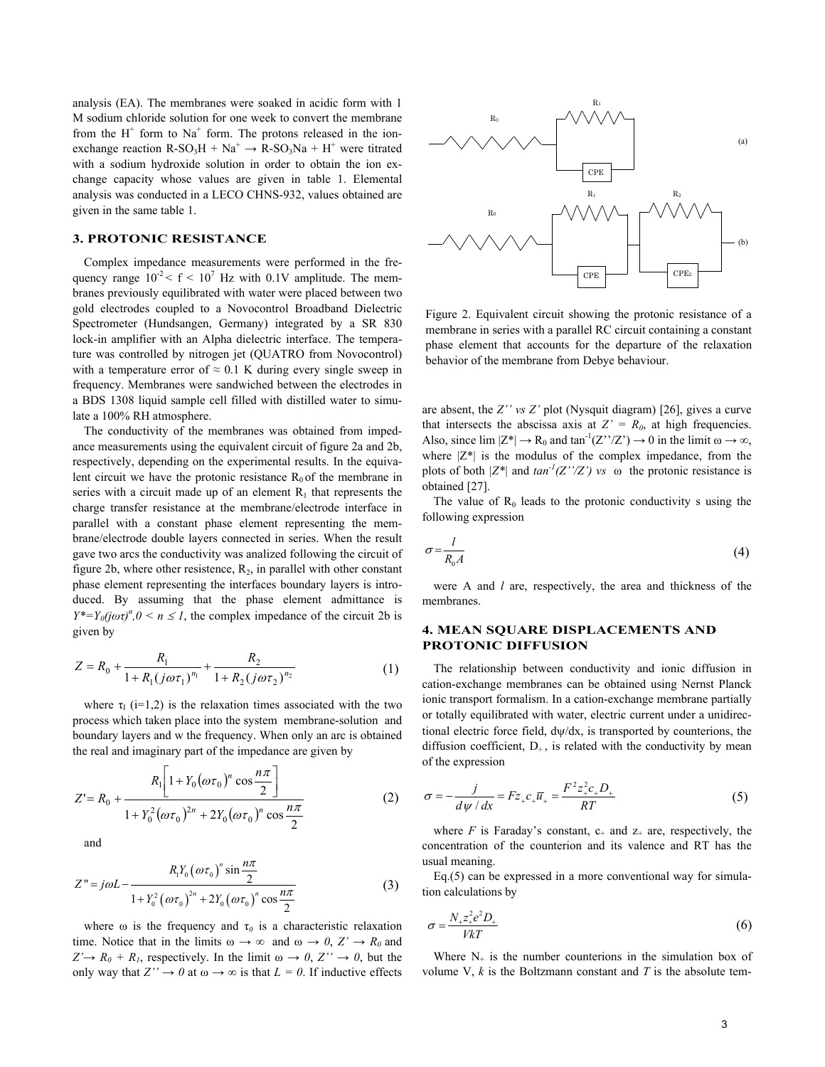analysis (EA). The membranes were soaked in acidic form with 1 M sodium chloride solution for one week to convert the membrane from the $H^+$ form to $Na^+$ form. The protons released in the ion-exchange reaction $R\text{-}SO_3H + Na^+ \rightarrow R\text{-}SO_3Na + H^+$ were titrated with a sodium hydroxide solution in order to obtain the ion exchange capacity whose values are given in table 1. Elemental analysis was conducted in a LECO CHNS-932, values obtained are given in the same table 1.

## 3. PROTONIC RESISTANCE

Complex impedance measurements were performed in the frequency range $10^{-2} < f < 10^{7}$ Hz with 0.1V amplitude. The membranes previously equilibrated with water were placed between two gold electrodes coupled to a Novocontrol Broadband Dielectric Spectrometer (Hundsangen, Germany) integrated by a SR 830 lock-in amplifier with an Alpha dielectric interface. The temperature was controlled by nitrogen jet (QUATRO from Novocontrol) with a temperature error of ≈ 0.1 K during every single sweep in frequency. Membranes were sandwiched between the electrodes in a BDS 1308 liquid sample cell filled with distilled water to simulate a 100% RH atmosphere.

The conductivity of the membranes was obtained from impedance measurements using the equivalent circuit of figure 2a and 2b, respectively, depending on the experimental results. In the equivalent circuit we have the protonic resistance $R_0$ of the membrane in series with a circuit made up of an element $R_1$ that represents the charge transfer resistance at the membrane/electrode interface in parallel with a constant phase element representing the membrane/electrode double layers connected in series. When the result gave two arcs the conductivity was analized following the circuit of figure 2b, where other resistence, $R_2$, in parallel with other constant phase element representing the interfaces boundary layers is introduced. By assuming that the phase element admittance is $Y^{*}=Y_0(j\omega\tau)^n, 0 < n \leq 1$, the complex impedance of the circuit 2b is given by

$$Z = R_0 + \frac{R_1}{1 + R_1(j\omega\tau_1)^{n_1}} + \frac{R_2}{1 + R_2(j\omega\tau_2)^{n_2}} \tag{1}$$

where $\tau_I$ (i=1,2) is the relaxation times associated with the two process which taken place into the system membrane-solution and boundary layers and w the frequency. When only an arc is obtained the real and imaginary part of the impedance are given by

$$Z' = R_0 + \frac{R_1\left[1 + Y_0\left(\omega\tau_0\right)^n \cos\frac{n\pi}{2}\right]}{1 + Y_0^2\left(\omega\tau_0\right)^{2n} + 2Y_0\left(\omega\tau_0\right)^n \cos\frac{n\pi}{2}} \tag{2}$$

and

$$Z'' = j\omega L - \frac{R_1 Y_0\left(\omega\tau_0\right)^n \sin\frac{n\pi}{2}}{1 + Y_0^2\left(\omega\tau_0\right)^{2n} + 2Y_0\left(\omega\tau_0\right)^n \cos\frac{n\pi}{2}} \tag{3}$$

where $\omega$ is the frequency and $\tau_0$ is a characteristic relaxation time. Notice that in the limits $\omega \rightarrow \infty$ and $\omega \rightarrow 0$, $Z' \rightarrow R_0$ and $Z' \rightarrow R_0 + R_1$, respectively. In the limit $\omega \rightarrow 0$, $Z'' \rightarrow 0$, but the only way that $Z'' \rightarrow 0$ at $\omega \rightarrow \infty$ is that $L = 0$. If inductive effects are absent, the *Z'' vs Z'* plot (Nysquit diagram) [26], gives a curve that intersects the abscissa axis at $Z' = R_0$, at high frequencies. Also, since $\lim |Z^*| \rightarrow R_0$ and $\tan^{-1}(Z''/Z') \rightarrow 0$ in the limit $\omega \rightarrow \infty$, where $|Z^*|$ is the modulus of the complex impedance, from the plots of both $|Z^*|$ and $\tan^{-1}(Z''/Z')$ *vs* $\omega$ the protonic resistance is obtained [27].

The value of $R_0$ leads to the protonic conductivity s using the following expression

$$\sigma = \frac{l}{R_0 A} \tag{4}$$

were A and $l$ are, respectively, the area and thickness of the membranes.

Figure 2. Equivalent circuit showing the protonic resistance of a membrane in series with a parallel RC circuit containing a constant phase element that accounts for the departure of the relaxation behavior of the membrane from Debye behaviour.

## 4. MEAN SQUARE DISPLACEMENTS AND PROTONIC DIFFUSION

The relationship between conductivity and ionic diffusion in cation-exchange membranes can be obtained using Nernst Planck ionic transport formalism. In a cation-exchange membrane partially or totally equilibrated with water, electric current under a unidirectional electric force field, $d\psi/dx$, is transported by counterions, the diffusion coefficient, $D_+$, is related with the conductivity by mean of the expression

$$\sigma = -\frac{j}{d\psi/dx} = Fz_+c_+\overline{u}_+ = \frac{F^2 z_+^2 c_+ D_+}{RT} \tag{5}$$

where $F$ is Faraday's constant, $c_+$ and $z_+$ are, respectively, the concentration of the counterion and its valence and RT has the usual meaning.

Eq.(5) can be expressed in a more conventional way for simulation calculations by

$$\sigma = \frac{N_+ z_+^2 e^2 D_+}{VkT} \tag{6}$$

Where $N_+$ is the number counterions in the simulation box of volume V, $k$ is the Boltzmann constant and $T$ is the absolute tem-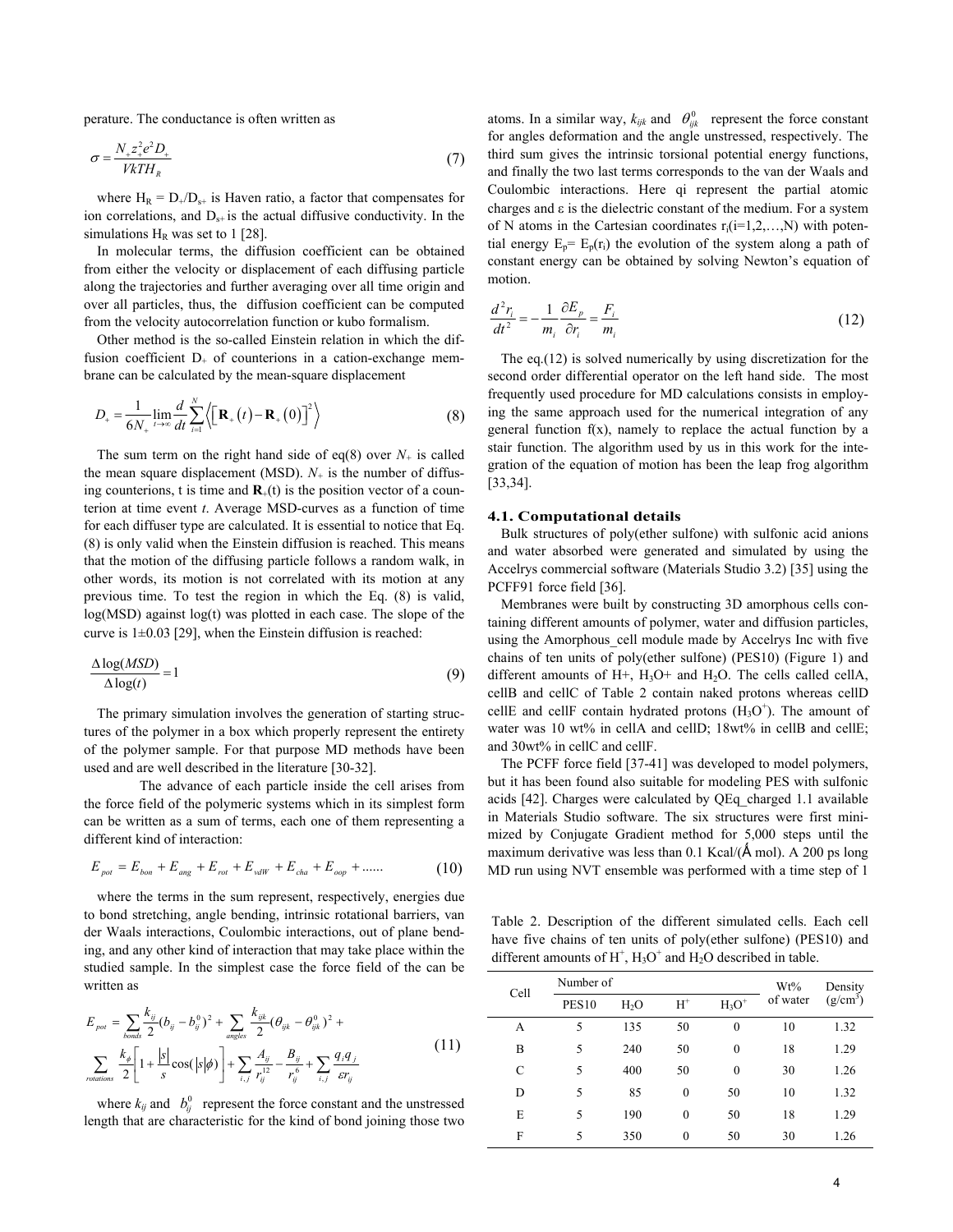perature. The conductance is often written as

$$\sigma = \frac{N_+ z_+^2 e^2 D_+}{VkTH_R} \tag{7}$$

where $H_R = D_+/D_{s+}$ is Haven ratio, a factor that compensates for ion correlations, and $D_{s+}$ is the actual diffusive conductivity. In the simulations $H_R$ was set to 1 [28].

In molecular terms, the diffusion coefficient can be obtained from either the velocity or displacement of each diffusing particle along the trajectories and further averaging over all time origin and over all particles, thus, the diffusion coefficient can be computed from the velocity autocorrelation function or kubo formalism.

Other method is the so-called Einstein relation in which the diffusion coefficient $D_+$ of counterions in a cation-exchange membrane can be calculated by the mean-square displacement

$$D_+ = \frac{1}{6N_+} \lim_{t\to\infty} \frac{d}{dt} \sum_{i=1}^{N} \left\langle \left[ \mathbf{R}_+(t) - \mathbf{R}_+(0) \right]^2 \right\rangle \tag{8}$$

The sum term on the right hand side of eq(8) over $N_+$ is called the mean square displacement (MSD). $N_+$ is the number of diffusing counterions, t is time and $\mathbf{R}_+(t)$ is the position vector of a counterion at time event $t$. Average MSD-curves as a function of time for each diffuser type are calculated. It is essential to notice that Eq. (8) is only valid when the Einstein diffusion is reached. This means that the motion of the diffusing particle follows a random walk, in other words, its motion is not correlated with its motion at any previous time. To test the region in which the Eq. (8) is valid, log(MSD) against log(t) was plotted in each case. The slope of the curve is 1±0.03 [29], when the Einstein diffusion is reached:

$$\frac{\Delta \log(MSD)}{\Delta \log(t)} = 1 \tag{9}$$

The primary simulation involves the generation of starting structures of the polymer in a box which properly represent the entirety of the polymer sample. For that purpose MD methods have been used and are well described in the literature [30-32].

The advance of each particle inside the cell arises from the force field of the polymeric systems which in its simplest form can be written as a sum of terms, each one of them representing a different kind of interaction:

$$E_{pot} = E_{bon} + E_{ang} + E_{rot} + E_{vdW} + E_{cha} + E_{oop} + \ldots\ldots \tag{10}$$

where the terms in the sum represent, respectively, energies due to bond stretching, angle bending, intrinsic rotational barriers, van der Waals interactions, Coulombic interactions, out of plane bending, and any other kind of interaction that may take place within the studied sample. In the simplest case the force field of the can be written as

$$E_{pot} = \sum_{bonds} \frac{k_{ij}}{2}(b_{ij} - b_{ij}^0)^2 + \sum_{angles} \frac{k_{ijk}}{2}(\theta_{ijk} - \theta_{ijk}^0)^2 + \sum_{rotations} \frac{k_\phi}{2}\left[1 + \frac{|s|}{s}\cos(|s|\phi)\right] + \sum_{i,j}\frac{A_{ij}}{r_{ij}^{12}} - \frac{B_{ij}}{r_{ij}^6} + \sum_{i,j}\frac{q_i q_j}{\varepsilon r_{ij}} \tag{11}$$

where $k_{ij}$ and $b_{ij}^0$ represent the force constant and the unstressed length that are characteristic for the kind of bond joining those two atoms. In a similar way, $k_{ijk}$ and $\theta_{ijk}^0$ represent the force constant for angles deformation and the angle unstressed, respectively. The third sum gives the intrinsic torsional potential energy functions, and finally the two last terms corresponds to the van der Waals and Coulombic interactions. Here qi represent the partial atomic charges and ε is the dielectric constant of the medium. For a system of N atoms in the Cartesian coordinates $r_i(i=1,2,\ldots,N)$ with potential energy $E_p = E_p(r_i)$ the evolution of the system along a path of constant energy can be obtained by solving Newton's equation of motion.

$$\frac{d^2 r_i}{dt^2} = -\frac{1}{m_i}\frac{\partial E_p}{\partial r_i} = \frac{F_i}{m_i} \tag{12}$$

The eq.(12) is solved numerically by using discretization for the second order differential operator on the left hand side. The most frequently used procedure for MD calculations consists in employing the same approach used for the numerical integration of any general function f(x), namely to replace the actual function by a stair function. The algorithm used by us in this work for the integration of the equation of motion has been the leap frog algorithm [33,34].

### 4.1. Computational details

Bulk structures of poly(ether sulfone) with sulfonic acid anions and water absorbed were generated and simulated by using the Accelrys commercial software (Materials Studio 3.2) [35] using the PCFF91 force field [36].

Membranes were built by constructing 3D amorphous cells containing different amounts of polymer, water and diffusion particles, using the Amorphous_cell module made by Accelrys Inc with five chains of ten units of poly(ether sulfone) (PES10) (Figure 1) and different amounts of H+, H3O+ and $H_2O$. The cells called cellA, cellB and cellC of Table 2 contain naked protons whereas cellD cellE and cellF contain hydrated protons ($H_3O^+$). The amount of water was 10 wt% in cellA and cellD; 18wt% in cellB and cellE; and 30wt% in cellC and cellF.

The PCFF force field [37-41] was developed to model polymers, but it has been found also suitable for modeling PES with sulfonic acids [42]. Charges were calculated by QEq_charged 1.1 available in Materials Studio software. The six structures were first minimized by Conjugate Gradient method for 5,000 steps until the maximum derivative was less than 0.1 Kcal/(Å mol). A 200 ps long MD run using NVT ensemble was performed with a time step of 1

Table 2. Description of the different simulated cells. Each cell have five chains of ten units of poly(ether sulfone) (PES10) and different amounts of $H^+$, $H_3O^+$ and $H_2O$ described in table.

| Cell | Number of | | | | Wt% of water | Density (g/cm$^3$) |
|---|---|---|---|---|---|---|
| | PES10 | $H_2O$ | $H^+$ | $H_3O^+$ | | |
| A | 5 | 135 | 50 | 0 | 10 | 1.32 |
| B | 5 | 240 | 50 | 0 | 18 | 1.29 |
| C | 5 | 400 | 50 | 0 | 30 | 1.26 |
| D | 5 | 85 | 0 | 50 | 10 | 1.32 |
| E | 5 | 190 | 0 | 50 | 18 | 1.29 |
| F | 5 | 350 | 0 | 50 | 30 | 1.26 |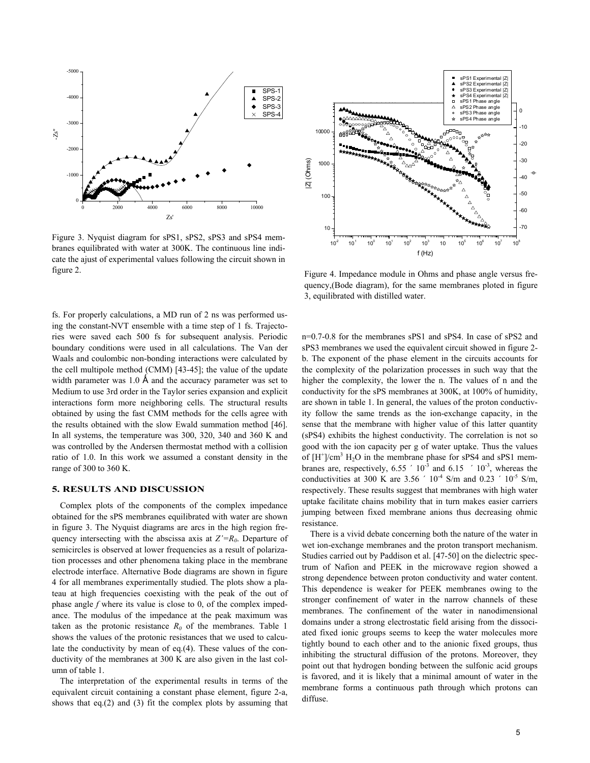Figure 3. Nyquist diagram for sPS1, sPS2, sPS3 and sPS4 membranes equilibrated with water at 300K. The continuous line indicate the ajust of experimental values following the circuit shown in figure 2.

Figure 4. Impedance module in Ohms and phase angle versus frequency,(Bode diagram), for the same membranes ploted in figure 3, equilibrated with distilled water.

fs. For properly calculations, a MD run of 2 ns was performed using the constant-NVT ensemble with a time step of 1 fs. Trajectories were saved each 500 fs for subsequent analysis. Periodic boundary conditions were used in all calculations. The Van der Waals and coulombic non-bonding interactions were calculated by the cell multipole method (CMM) [43-45]; the value of the update width parameter was 1.0 Å and the accuracy parameter was set to Medium to use 3rd order in the Taylor series expansion and explicit interactions form more neighboring cells. The structural results obtained by using the fast CMM methods for the cells agree with the results obtained with the slow Ewald summation method [46]. In all systems, the temperature was 300, 320, 340 and 360 K and was controlled by the Andersen thermostat method with a collision ratio of 1.0. In this work we assumed a constant density in the range of 300 to 360 K.

## 5. RESULTS AND DISCUSSION

Complex plots of the components of the complex impedance obtained for the sPS membranes equilibrated with water are shown in figure 3. The Nyquist diagrams are arcs in the high region frequency intersecting with the abscissa axis at $Z'=R_0$. Departure of semicircles is observed at lower frequencies as a result of polarization processes and other phenomena taking place in the membrane electrode interface. Alternative Bode diagrams are shown in figure 4 for all membranes experimentally studied. The plots show a plateau at high frequencies coexisting with the peak of the out of phase angle *f* where its value is close to 0, of the complex impedance. The modulus of the impedance at the peak maximum was taken as the protonic resistance $R_0$ of the membranes. Table 1 shows the values of the protonic resistances that we used to calculate the conductivity by mean of eq.(4). These values of the conductivity of the membranes at 300 K are also given in the last column of table 1.

The interpretation of the experimental results in terms of the equivalent circuit containing a constant phase element, figure 2-a, shows that eq.(2) and (3) fit the complex plots by assuming that n=0.7-0.8 for the membranes sPS1 and sPS4. In case of sPS2 and sPS3 membranes we used the equivalent circuit showed in figure 2-b. The exponent of the phase element in the circuits accounts for the complexity of the polarization processes in such way that the higher the complexity, the lower the n. The values of n and the conductivity for the sPS membranes at 300K, at 100% of humidity, are shown in table 1. In general, the values of the proton conductivity follow the same trends as the ion-exchange capacity, in the sense that the membrane with higher value of this latter quantity (sPS4) exhibits the highest conductivity. The correlation is not so good with the ion capacity per g of water uptake. Thus the values of $[H^+]/cm^3$ $H_2O$ in the membrane phase for sPS4 and sPS1 membranes are, respectively, $6.55 \times 10^{-3}$ and $6.15 \times 10^{-3}$, whereas the conductivities at 300 K are $3.56 \times 10^{-4}$ S/m and $0.23 \times 10^{-5}$ S/m, respectively. These results suggest that membranes with high water uptake facilitate chains mobility that in turn makes easier carriers jumping between fixed membrane anions thus decreasing ohmic resistance.

There is a vivid debate concerning both the nature of the water in wet ion-exchange membranes and the proton transport mechanism. Studies carried out by Paddison et al. [47-50] on the dielectric spectrum of Nafion and PEEK in the microwave region showed a strong dependence between proton conductivity and water content. This dependence is weaker for PEEK membranes owing to the stronger confinement of water in the narrow channels of these membranes. The confinement of the water in nanodimensional domains under a strong electrostatic field arising from the dissociated fixed ionic groups seems to keep the water molecules more tightly bound to each other and to the anionic fixed groups, thus inhibiting the structural diffusion of the protons. Moreover, they point out that hydrogen bonding between the sulfonic acid groups is favored, and it is likely that a minimal amount of water in the membrane forms a continuous path through which protons can diffuse.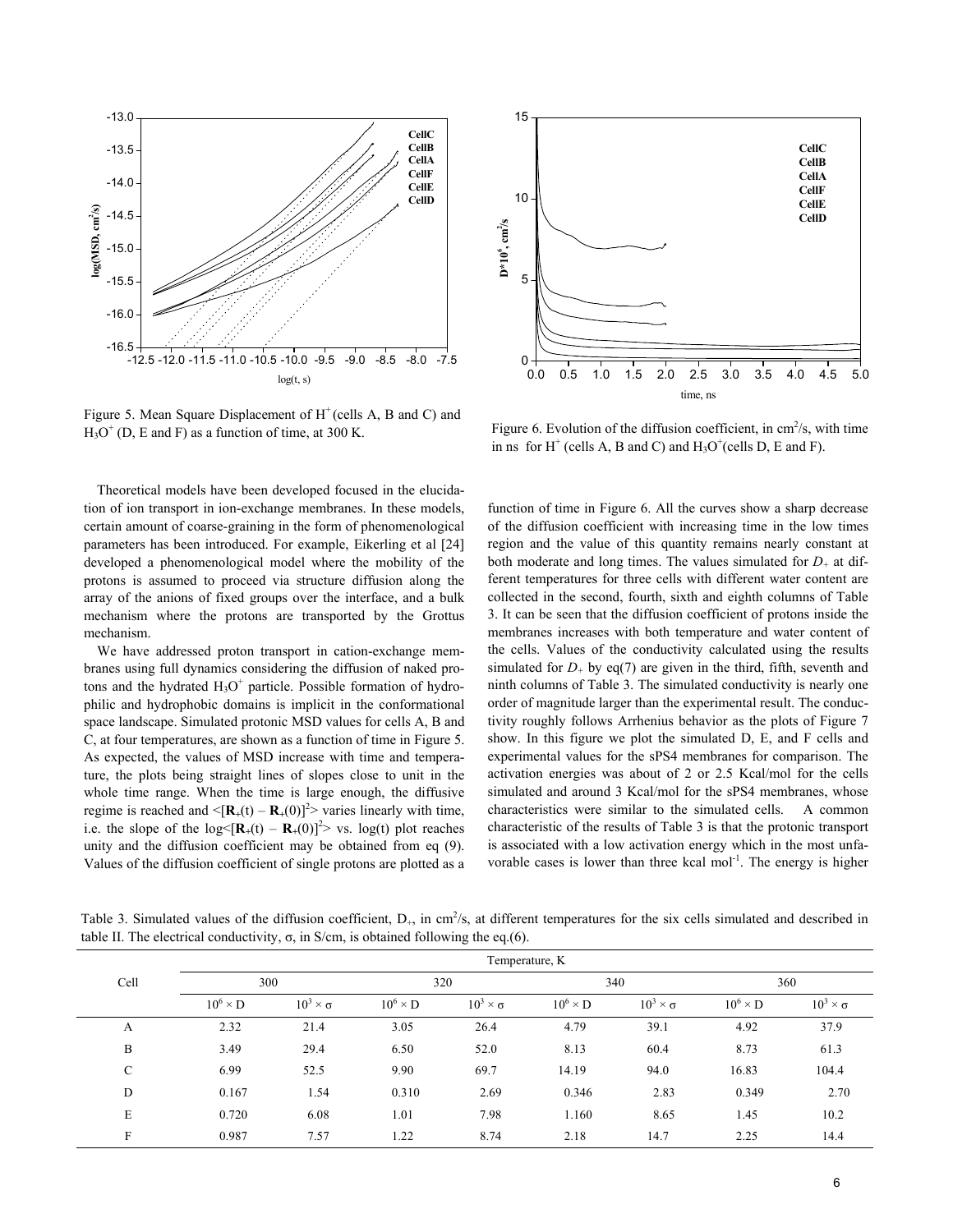Figure 5. Mean Square Displacement of $H^+$ (cells A, B and C) and $H_3O^+$ (D, E and F) as a function of time, at 300 K.

Figure 6. Evolution of the diffusion coefficient, in $cm^2/s$, with time in ns for $H^+$ (cells A, B and C) and $H_3O^+$(cells D, E and F).

Theoretical models have been developed focused in the elucidation of ion transport in ion-exchange membranes. In these models, certain amount of coarse-graining in the form of phenomenological parameters has been introduced. For example, Eikerling et al [24] developed a phenomenological model where the mobility of the protons is assumed to proceed via structure diffusion along the array of the anions of fixed groups over the interface, and a bulk mechanism where the protons are transported by the Grottus mechanism.

We have addressed proton transport in cation-exchange membranes using full dynamics considering the diffusion of naked protons and the hydrated $H_3O^+$ particle. Possible formation of hydrophilic and hydrophobic domains is implicit in the conformational space landscape. Simulated protonic MSD values for cells A, B and C, at four temperatures, are shown as a function of time in Figure 5. As expected, the values of MSD increase with time and temperature, the plots being straight lines of slopes close to unit in the whole time range. When the time is large enough, the diffusive regime is reached and $<[\mathbf{R}_+(t) - \mathbf{R}_+(0)]^2>$ varies linearly with time, i.e. the slope of the $\log<[\mathbf{R}_+(t) - \mathbf{R}_+(0)]^2>$ vs. log(t) plot reaches unity and the diffusion coefficient may be obtained from eq (9). Values of the diffusion coefficient of single protons are plotted as a function of time in Figure 6. All the curves show a sharp decrease of the diffusion coefficient with increasing time in the low times region and the value of this quantity remains nearly constant at both moderate and long times. The values simulated for $D_+$ at different temperatures for three cells with different water content are collected in the second, fourth, sixth and eighth columns of Table 3. It can be seen that the diffusion coefficient of protons inside the membranes increases with both temperature and water content of the cells. Values of the conductivity calculated using the results simulated for $D_+$ by eq(7) are given in the third, fifth, seventh and ninth columns of Table 3. The simulated conductivity is nearly one order of magnitude larger than the experimental result. The conductivity roughly follows Arrhenius behavior as the plots of Figure 7 show. In this figure we plot the simulated D, E, and F cells and experimental values for the sPS4 membranes for comparison. The activation energies was about of 2 or 2.5 Kcal/mol for the cells simulated and around 3 Kcal/mol for the sPS4 membranes, whose characteristics were similar to the simulated cells. A common characteristic of the results of Table 3 is that the protonic transport is associated with a low activation energy which in the most unfavorable cases is lower than three kcal $mol^{-1}$. The energy is higher

Table 3. Simulated values of the diffusion coefficient, $D_+$, in $cm^2/s$, at different temperatures for the six cells simulated and described in table II. The electrical conductivity, σ, in S/cm, is obtained following the eq.(6).

| Cell | Temperature, K | | | | | | | |
|---|---|---|---|---|---|---|---|---|
| | 300 | | 320 | | 340 | | 360 | |
| | $10^6 \times D$ | $10^3 \times \sigma$ | $10^6 \times D$ | $10^3 \times \sigma$ | $10^6 \times D$ | $10^3 \times \sigma$ | $10^6 \times D$ | $10^3 \times \sigma$ |
| A | 2.32 | 21.4 | 3.05 | 26.4 | 4.79 | 39.1 | 4.92 | 37.9 |
| B | 3.49 | 29.4 | 6.50 | 52.0 | 8.13 | 60.4 | 8.73 | 61.3 |
| C | 6.99 | 52.5 | 9.90 | 69.7 | 14.19 | 94.0 | 16.83 | 104.4 |
| D | 0.167 | 1.54 | 0.310 | 2.69 | 0.346 | 2.83 | 0.349 | 2.70 |
| E | 0.720 | 6.08 | 1.01 | 7.98 | 1.160 | 8.65 | 1.45 | 10.2 |
| F | 0.987 | 7.57 | 1.22 | 8.74 | 2.18 | 14.7 | 2.25 | 14.4 |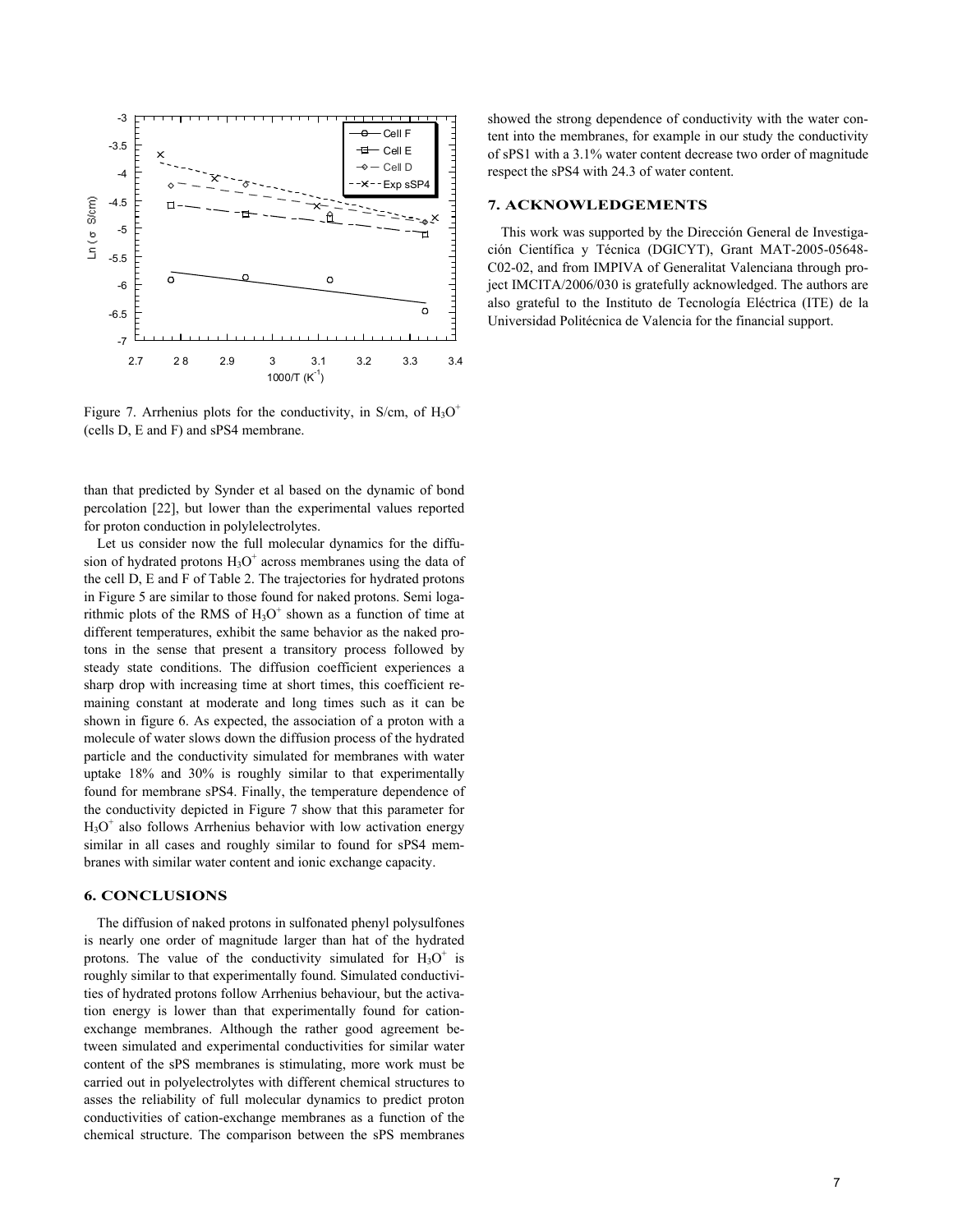Figure 7. Arrhenius plots for the conductivity, in S/cm, of $H_3O^+$ (cells D, E and F) and sPS4 membrane.

than that predicted by Synder et al based on the dynamic of bond percolation [22], but lower than the experimental values reported for proton conduction in polylelectrolytes.

Let us consider now the full molecular dynamics for the diffusion of hydrated protons $H_3O^+$ across membranes using the data of the cell D, E and F of Table 2. The trajectories for hydrated protons in Figure 5 are similar to those found for naked protons. Semi logarithmic plots of the RMS of $H_3O^+$ shown as a function of time at different temperatures, exhibit the same behavior as the naked protons in the sense that present a transitory process followed by steady state conditions. The diffusion coefficient experiences a sharp drop with increasing time at short times, this coefficient remaining constant at moderate and long times such as it can be shown in figure 6. As expected, the association of a proton with a molecule of water slows down the diffusion process of the hydrated particle and the conductivity simulated for membranes with water uptake 18% and 30% is roughly similar to that experimentally found for membrane sPS4. Finally, the temperature dependence of the conductivity depicted in Figure 7 show that this parameter for $H_3O^+$ also follows Arrhenius behavior with low activation energy similar in all cases and roughly similar to found for sPS4 membranes with similar water content and ionic exchange capacity.

## 6. CONCLUSIONS

The diffusion of naked protons in sulfonated phenyl polysulfones is nearly one order of magnitude larger than hat of the hydrated protons. The value of the conductivity simulated for $H_3O^+$ is roughly similar to that experimentally found. Simulated conductivities of hydrated protons follow Arrhenius behaviour, but the activation energy is lower than that experimentally found for cation-exchange membranes. Although the rather good agreement between simulated and experimental conductivities for similar water content of the sPS membranes is stimulating, more work must be carried out in polyelectrolytes with different chemical structures to asses the reliability of full molecular dynamics to predict proton conductivities of cation-exchange membranes as a function of the chemical structure. The comparison between the sPS membranes showed the strong dependence of conductivity with the water content into the membranes, for example in our study the conductivity of sPS1 with a 3.1% water content decrease two order of magnitude respect the sPS4 with 24.3 of water content.

## 7. ACKNOWLEDGEMENTS

This work was supported by the Dirección General de Investigación Científica y Técnica (DGICYT), Grant MAT-2005-05648-C02-02, and from IMPIVA of Generalitat Valenciana through project IMCITA/2006/030 is gratefully acknowledged. The authors are also grateful to the Instituto de Tecnología Eléctrica (ITE) de la Universidad Politécnica de Valencia for the financial support.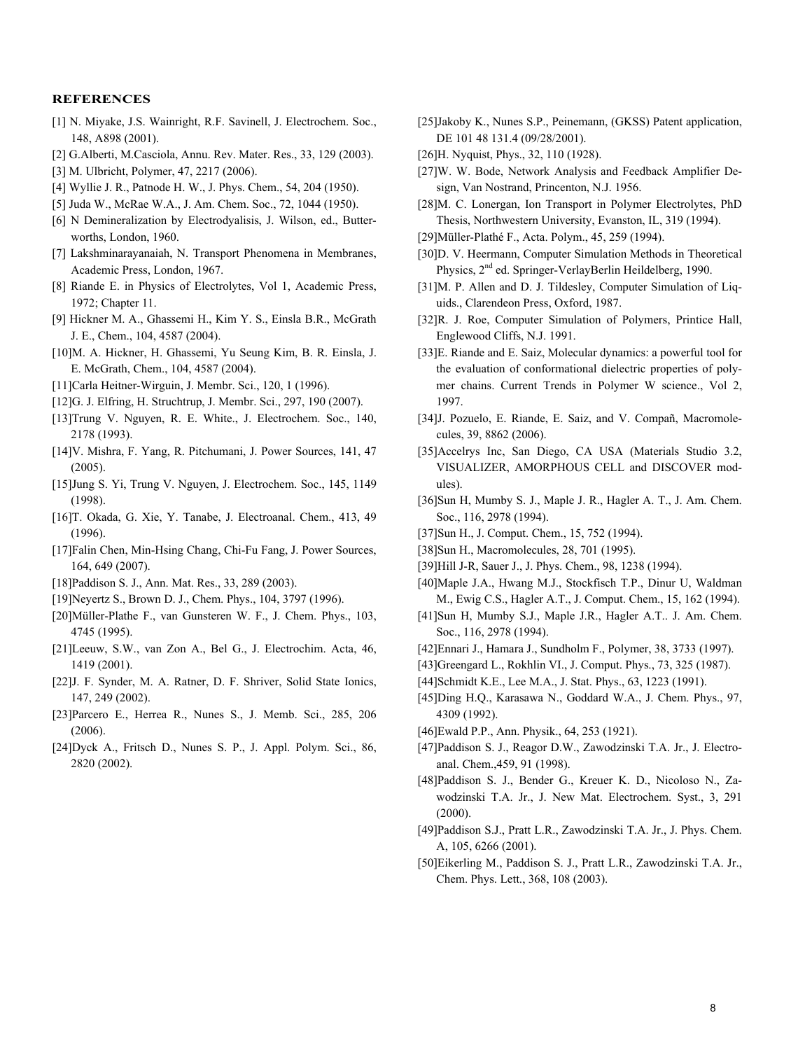**REFERENCES**

[1] N. Miyake, J.S. Wainright, R.F. Savinell, J. Electrochem. Soc., 148, A898 (2001).

[2] G.Alberti, M.Casciola, Annu. Rev. Mater. Res., 33, 129 (2003).

[3] M. Ulbricht, Polymer, 47, 2217 (2006).

[4] Wyllie J. R., Patnode H. W., J. Phys. Chem., 54, 204 (1950).

[5] Juda W., McRae W.A., J. Am. Chem. Soc., 72, 1044 (1950).

[6] N Demineralization by Electrodyalisis, J. Wilson, ed., Butterworths, London, 1960.

[7] Lakshminarayanaiah, N. Transport Phenomena in Membranes, Academic Press, London, 1967.

[8] Riande E. in Physics of Electrolytes, Vol 1, Academic Press, 1972; Chapter 11.

[9] Hickner M. A., Ghassemi H., Kim Y. S., Einsla B.R., McGrath J. E., Chem., 104, 4587 (2004).

[10]M. A. Hickner, H. Ghassemi, Yu Seung Kim, B. R. Einsla, J. E. McGrath, Chem., 104, 4587 (2004).

[11]Carla Heitner-Wirguin, J. Membr. Sci., 120, 1 (1996).

[12]G. J. Elfring, H. Struchtrup, J. Membr. Sci., 297, 190 (2007).

[13]Trung V. Nguyen, R. E. White., J. Electrochem. Soc., 140, 2178 (1993).

[14]V. Mishra, F. Yang, R. Pitchumani, J. Power Sources, 141, 47 (2005).

[15]Jung S. Yi, Trung V. Nguyen, J. Electrochem. Soc., 145, 1149 (1998).

[16]T. Okada, G. Xie, Y. Tanabe, J. Electroanal. Chem., 413, 49 (1996).

[17]Falin Chen, Min-Hsing Chang, Chi-Fu Fang, J. Power Sources, 164, 649 (2007).

[18]Paddison S. J., Ann. Mat. Res., 33, 289 (2003).

[19]Neyertz S., Brown D. J., Chem. Phys., 104, 3797 (1996).

[20]Müller-Plathe F., van Gunsteren W. F., J. Chem. Phys., 103, 4745 (1995).

[21]Leeuw, S.W., van Zon A., Bel G., J. Electrochim. Acta, 46, 1419 (2001).

[22]J. F. Synder, M. A. Ratner, D. F. Shriver, Solid State Ionics, 147, 249 (2002).

[23]Parcero E., Herrea R., Nunes S., J. Memb. Sci., 285, 206 (2006).

[24]Dyck A., Fritsch D., Nunes S. P., J. Appl. Polym. Sci., 86, 2820 (2002).

[25]Jakoby K., Nunes S.P., Peinemann, (GKSS) Patent application, DE 101 48 131.4 (09/28/2001).

[26]H. Nyquist, Phys., 32, 110 (1928).

[27]W. W. Bode, Network Analysis and Feedback Amplifier Design, Van Nostrand, Princenton, N.J. 1956.

[28]M. C. Lonergan, Ion Transport in Polymer Electrolytes, PhD Thesis, Northwestern University, Evanston, IL, 319 (1994).

[29]Müller-Plathé F., Acta. Polym., 45, 259 (1994).

[30]D. V. Heermann, Computer Simulation Methods in Theoretical Physics, 2nd ed. Springer-VerlayBerlin Heildelberg, 1990.

[31]M. P. Allen and D. J. Tildesley, Computer Simulation of Liquids., Clarendeon Press, Oxford, 1987.

[32]R. J. Roe, Computer Simulation of Polymers, Printice Hall, Englewood Cliffs, N.J. 1991.

[33]E. Riande and E. Saiz, Molecular dynamics: a powerful tool for the evaluation of conformational dielectric properties of polymer chains. Current Trends in Polymer W science., Vol 2, 1997.

[34]J. Pozuelo, E. Riande, E. Saiz, and V. Compañ, Macromolecules, 39, 8862 (2006).

[35]Accelrys Inc, San Diego, CA USA (Materials Studio 3.2, VISUALIZER, AMORPHOUS CELL and DISCOVER modules).

[36]Sun H, Mumby S. J., Maple J. R., Hagler A. T., J. Am. Chem. Soc., 116, 2978 (1994).

[37]Sun H., J. Comput. Chem., 15, 752 (1994).

[38]Sun H., Macromolecules, 28, 701 (1995).

[39]Hill J-R, Sauer J., J. Phys. Chem., 98, 1238 (1994).

[40]Maple J.A., Hwang M.J., Stockfisch T.P., Dinur U, Waldman M., Ewig C.S., Hagler A.T., J. Comput. Chem., 15, 162 (1994).

[41]Sun H, Mumby S.J., Maple J.R., Hagler A.T.. J. Am. Chem. Soc., 116, 2978 (1994).

[42]Ennari J., Hamara J., Sundholm F., Polymer, 38, 3733 (1997).

[43]Greengard L., Rokhlin VI., J. Comput. Phys., 73, 325 (1987).

[44]Schmidt K.E., Lee M.A., J. Stat. Phys., 63, 1223 (1991).

[45]Ding H.Q., Karasawa N., Goddard W.A., J. Chem. Phys., 97, 4309 (1992).

[46]Ewald P.P., Ann. Physik., 64, 253 (1921).

[47]Paddison S. J., Reagor D.W., Zawodzinski T.A. Jr., J. Electroanal. Chem.,459, 91 (1998).

[48]Paddison S. J., Bender G., Kreuer K. D., Nicoloso N., Zawodzinski T.A. Jr., J. New Mat. Electrochem. Syst., 3, 291 (2000).

[49]Paddison S.J., Pratt L.R., Zawodzinski T.A. Jr., J. Phys. Chem. A, 105, 6266 (2001).

[50]Eikerling M., Paddison S. J., Pratt L.R., Zawodzinski T.A. Jr., Chem. Phys. Lett., 368, 108 (2003).